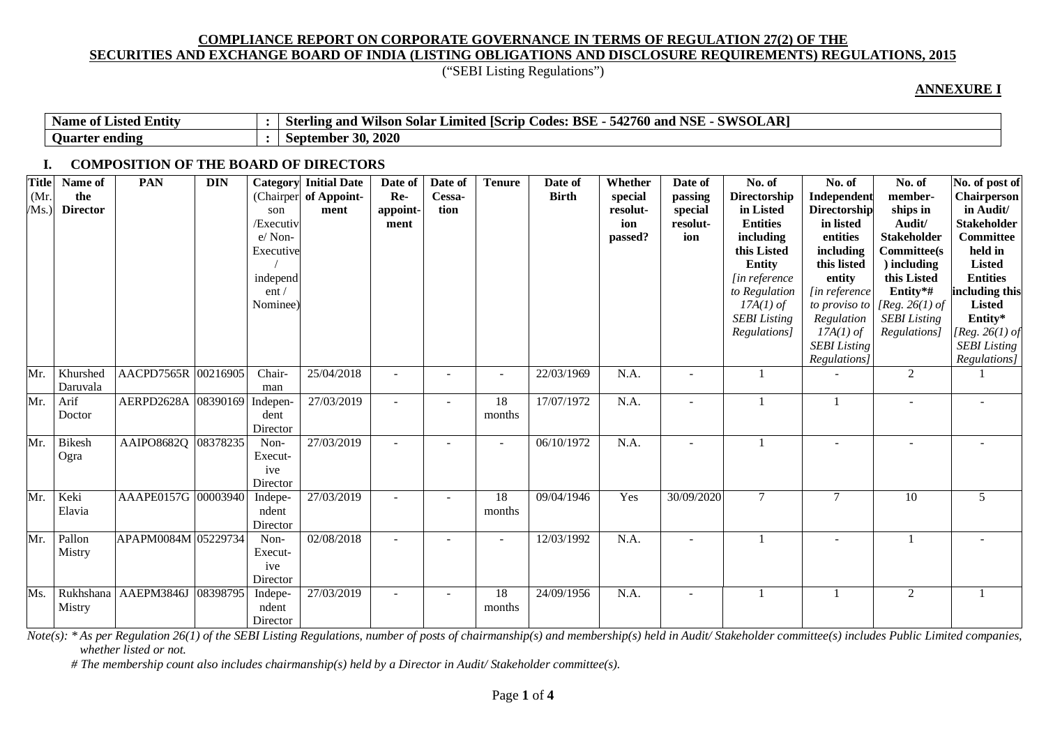## COMPLIANCE REPORT ON CORPORATE GOVERNANCE IN TERMS OF REGULATION 27(2) OF THE SECURITIES AND EXCHANGE BOARD OF INDIA (LISTING OBLIGATIONS AND DISCLOSURE REQUIREMENTS) REGULATIONS, 2015

("SEBI Listing Regulations")

**ANNEXURE I**

| | | |
|---|---|---|
| **Name of Listed Entity** | **:** | **Sterling and Wilson Solar Limited [Scrip Codes: BSE - 542760 and NSE - SWSOLAR]** |
| **Quarter ending** | **:** | **September 30, 2020** |

### I. COMPOSITION OF THE BOARD OF DIRECTORS

| Title (Mr./Ms.) | Name of the Director | PAN | DIN | Category (Chairperson/Executive/Non-Executive/independent/Nominee) | Initial Date of Appointment | Date of Re-appointment | Date of Cessation | Tenure | Date of Birth | Whether special resolution passed? | Date of passing special resolution | No. of Directorship in Listed Entities including this Listed Entity *[in reference to Regulation 17A(1) of SEBI Listing Regulations]* | No. of Independent Directorship in listed entities including this listed entity *[in reference to proviso to Regulation 17A(1) of SEBI Listing Regulations]* | No. of memberships in Audit/ Stakeholder Committee(s) including this Listed Entity*# *[Reg. 26(1) of SEBI Listing Regulations]* | No. of post of Chairperson in Audit/ Stakeholder Committee held in Listed Entities including this Listed Entity* *[Reg. 26(1) of SEBI Listing Regulations]* |
|---|---|---|---|---|---|---|---|---|---|---|---|---|---|---|---|
| Mr. | Khurshed Daruvala | AACPD7565R | 00216905 | Chairman | 25/04/2018 | - | - | - | 22/03/1969 | N.A. | - | 1 | - | 2 | 1 |
| Mr. | Arif Doctor | AERPD2628A | 08390169 | Independent Director | 27/03/2019 | - | - | 18 months | 17/07/1972 | N.A. | - | 1 | 1 | - | - |
| Mr. | Bikesh Ogra | AAIPO8682Q | 08378235 | Non-Executive Director | 27/03/2019 | - | - | - | 06/10/1972 | N.A. | - | 1 | - | - | - |
| Mr. | Keki Elavia | AAAPE0157G | 00003940 | Independent Director | 27/03/2019 | - | - | 18 months | 09/04/1946 | Yes | 30/09/2020 | 7 | 7 | 10 | 5 |
| Mr. | Pallon Mistry | APAPM0084M | 05229734 | Non-Executive Director | 02/08/2018 | - | - | - | 12/03/1992 | N.A. | - | 1 | - | 1 | - |
| Ms. | Rukhshana Mistry | AAEPM3846J | 08398795 | Independent Director | 27/03/2019 | - | - | 18 months | 24/09/1956 | N.A. | - | 1 | 1 | 2 | 1 |

*Note(s): * As per Regulation 26(1) of the SEBI Listing Regulations, number of posts of chairmanship(s) and membership(s) held in Audit/ Stakeholder committee(s) includes Public Limited companies, whether listed or not.*

*# The membership count also includes chairmanship(s) held by a Director in Audit/ Stakeholder committee(s).*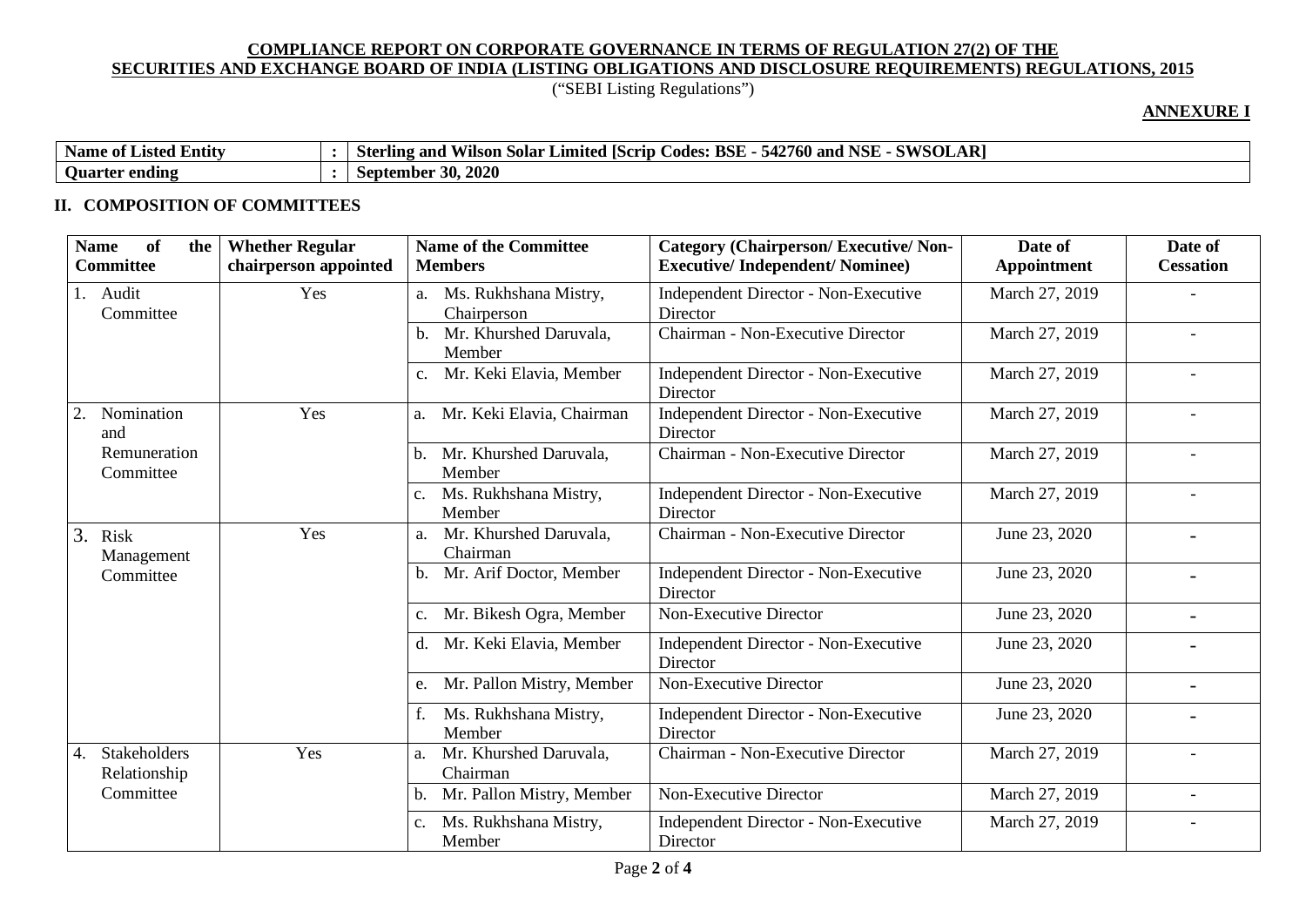**COMPLIANCE REPORT ON CORPORATE GOVERNANCE IN TERMS OF REGULATION 27(2) OF THE SECURITIES AND EXCHANGE BOARD OF INDIA (LISTING OBLIGATIONS AND DISCLOSURE REQUIREMENTS) REGULATIONS, 2015**

("SEBI Listing Regulations")

**ANNEXURE I**

| | | |
|---|---|---|
| **Name of Listed Entity** | **:** | **Sterling and Wilson Solar Limited [Scrip Codes: BSE - 542760 and NSE - SWSOLAR]** |
| **Quarter ending** | **:** | **September 30, 2020** |

## II. COMPOSITION OF COMMITTEES

| Name of the Committee | Whether Regular chairperson appointed | Name of the Committee Members | Category (Chairperson/ Executive/ Non-Executive/ Independent/ Nominee) | Date of Appointment | Date of Cessation |
|---|---|---|---|---|---|
| 1. Audit Committee | Yes | a. Ms. Rukhshana Mistry, Chairperson | Independent Director - Non-Executive Director | March 27, 2019 | - |
| | | b. Mr. Khurshed Daruvala, Member | Chairman - Non-Executive Director | March 27, 2019 | - |
| | | c. Mr. Keki Elavia, Member | Independent Director - Non-Executive Director | March 27, 2019 | - |
| 2. Nomination and Remuneration Committee | Yes | a. Mr. Keki Elavia, Chairman | Independent Director - Non-Executive Director | March 27, 2019 | - |
| | | b. Mr. Khurshed Daruvala, Member | Chairman - Non-Executive Director | March 27, 2019 | - |
| | | c. Ms. Rukhshana Mistry, Member | Independent Director - Non-Executive Director | March 27, 2019 | - |
| 3. Risk Management Committee | Yes | a. Mr. Khurshed Daruvala, Chairman | Chairman - Non-Executive Director | June 23, 2020 | - |
| | | b. Mr. Arif Doctor, Member | Independent Director - Non-Executive Director | June 23, 2020 | - |
| | | c. Mr. Bikesh Ogra, Member | Non-Executive Director | June 23, 2020 | - |
| | | d. Mr. Keki Elavia, Member | Independent Director - Non-Executive Director | June 23, 2020 | - |
| | | e. Mr. Pallon Mistry, Member | Non-Executive Director | June 23, 2020 | - |
| | | f. Ms. Rukhshana Mistry, Member | Independent Director - Non-Executive Director | June 23, 2020 | - |
| 4. Stakeholders Relationship Committee | Yes | a. Mr. Khurshed Daruvala, Chairman | Chairman - Non-Executive Director | March 27, 2019 | - |
| | | b. Mr. Pallon Mistry, Member | Non-Executive Director | March 27, 2019 | - |
| | | c. Ms. Rukhshana Mistry, Member | Independent Director - Non-Executive Director | March 27, 2019 | - |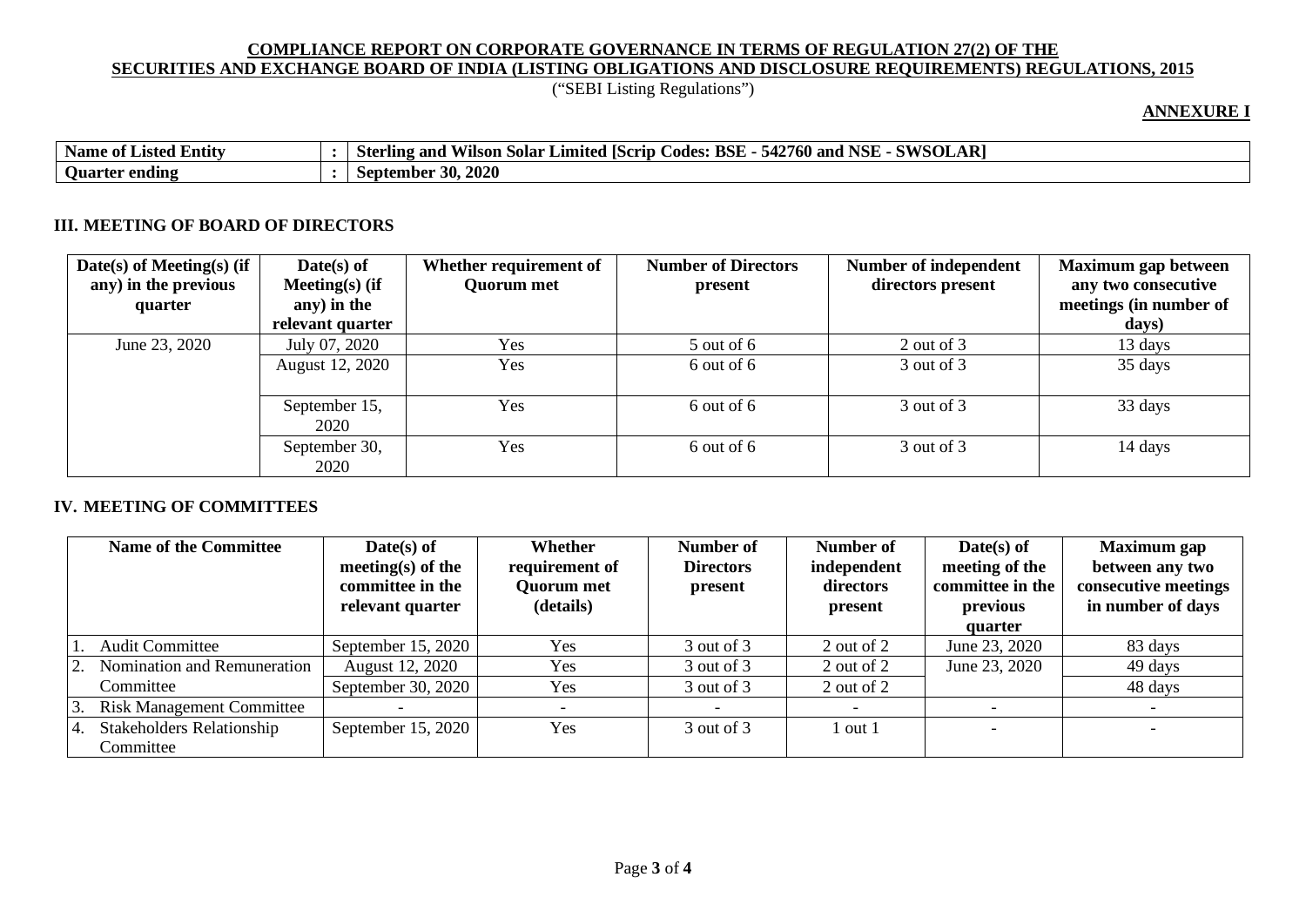**COMPLIANCE REPORT ON CORPORATE GOVERNANCE IN TERMS OF REGULATION 27(2) OF THE SECURITIES AND EXCHANGE BOARD OF INDIA (LISTING OBLIGATIONS AND DISCLOSURE REQUIREMENTS) REGULATIONS, 2015**

("SEBI Listing Regulations")

**ANNEXURE I**

| **Name of Listed Entity** | : | **Sterling and Wilson Solar Limited [Scrip Codes: BSE - 542760 and NSE - SWSOLAR]** |
|---|---|---|
| **Quarter ending** | : | **September 30, 2020** |

### III. MEETING OF BOARD OF DIRECTORS

| Date(s) of Meeting(s) (if any) in the previous quarter | Date(s) of Meeting(s) (if any) in the relevant quarter | Whether requirement of Quorum met | Number of Directors present | Number of independent directors present | Maximum gap between any two consecutive meetings (in number of days) |
|---|---|---|---|---|---|
| June 23, 2020 | July 07, 2020 | Yes | 5 out of 6 | 2 out of 3 | 13 days |
| | August 12, 2020 | Yes | 6 out of 6 | 3 out of 3 | 35 days |
| | September 15, 2020 | Yes | 6 out of 6 | 3 out of 3 | 33 days |
| | September 30, 2020 | Yes | 6 out of 6 | 3 out of 3 | 14 days |

### IV. MEETING OF COMMITTEES

| Name of the Committee | Date(s) of meeting(s) of the committee in the relevant quarter | Whether requirement of Quorum met (details) | Number of Directors present | Number of independent directors present | Date(s) of meeting of the committee in the previous quarter | Maximum gap between any two consecutive meetings in number of days |
|---|---|---|---|---|---|---|
| 1. Audit Committee | September 15, 2020 | Yes | 3 out of 3 | 2 out of 2 | June 23, 2020 | 83 days |
| 2. Nomination and Remuneration Committee | August 12, 2020 | Yes | 3 out of 3 | 2 out of 2 | June 23, 2020 | 49 days |
| | September 30, 2020 | Yes | 3 out of 3 | 2 out of 2 | | 48 days |
| 3. Risk Management Committee | - | - | - | - | - | - |
| 4. Stakeholders Relationship Committee | September 15, 2020 | Yes | 3 out of 3 | 1 out 1 | - | - |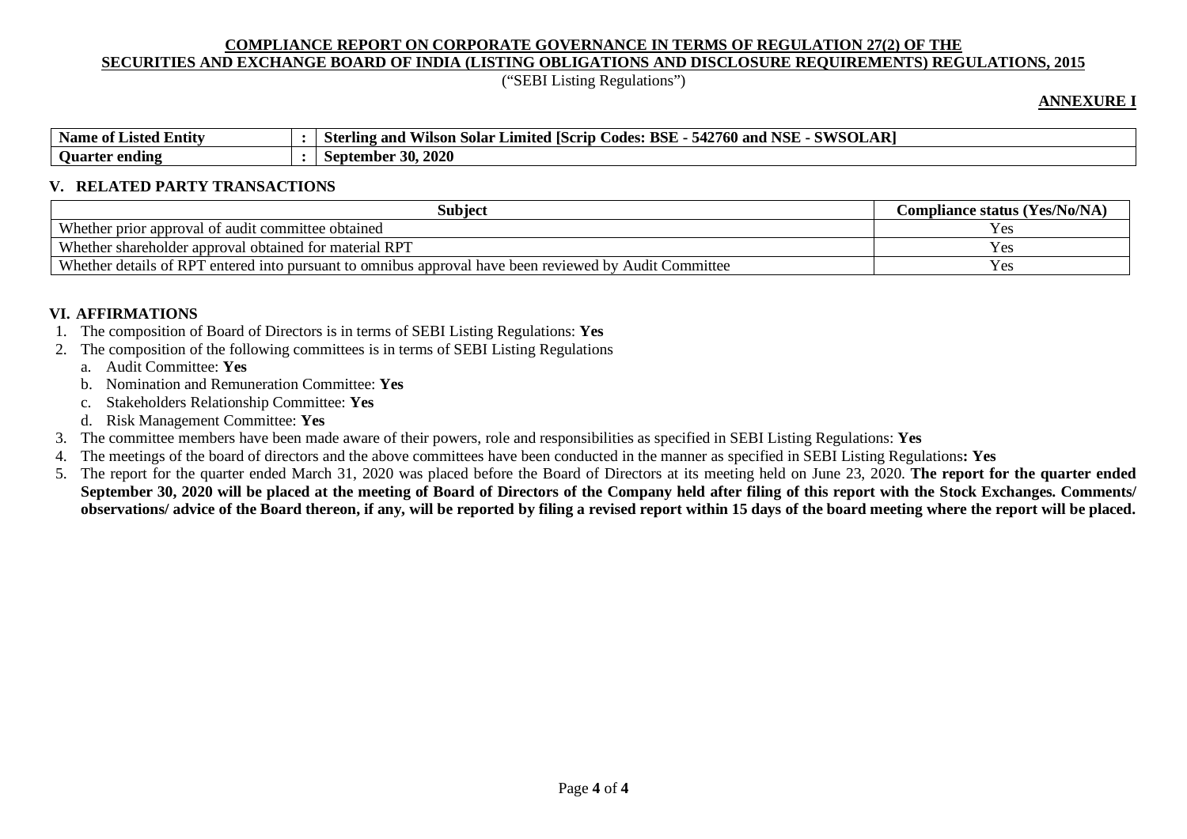**COMPLIANCE REPORT ON CORPORATE GOVERNANCE IN TERMS OF REGULATION 27(2) OF THE SECURITIES AND EXCHANGE BOARD OF INDIA (LISTING OBLIGATIONS AND DISCLOSURE REQUIREMENTS) REGULATIONS, 2015**

("SEBI Listing Regulations")

**ANNEXURE I**

| | | |
|---|---|---|
| **Name of Listed Entity** | **:** | **Sterling and Wilson Solar Limited [Scrip Codes: BSE - 542760 and NSE - SWSOLAR]** |
| **Quarter ending** | **:** | **September 30, 2020** |

## V. RELATED PARTY TRANSACTIONS

| Subject | Compliance status (Yes/No/NA) |
|---|---|
| Whether prior approval of audit committee obtained | Yes |
| Whether shareholder approval obtained for material RPT | Yes |
| Whether details of RPT entered into pursuant to omnibus approval have been reviewed by Audit Committee | Yes |

## VI. AFFIRMATIONS

1. The composition of Board of Directors is in terms of SEBI Listing Regulations: **Yes**
2. The composition of the following committees is in terms of SEBI Listing Regulations
   a. Audit Committee: **Yes**
   b. Nomination and Remuneration Committee: **Yes**
   c. Stakeholders Relationship Committee: **Yes**
   d. Risk Management Committee: **Yes**
3. The committee members have been made aware of their powers, role and responsibilities as specified in SEBI Listing Regulations: **Yes**
4. The meetings of the board of directors and the above committees have been conducted in the manner as specified in SEBI Listing Regulations**: Yes**
5. The report for the quarter ended March 31, 2020 was placed before the Board of Directors at its meeting held on June 23, 2020. **The report for the quarter ended September 30, 2020 will be placed at the meeting of Board of Directors of the Company held after filing of this report with the Stock Exchanges. Comments/ observations/ advice of the Board thereon, if any, will be reported by filing a revised report within 15 days of the board meeting where the report will be placed.**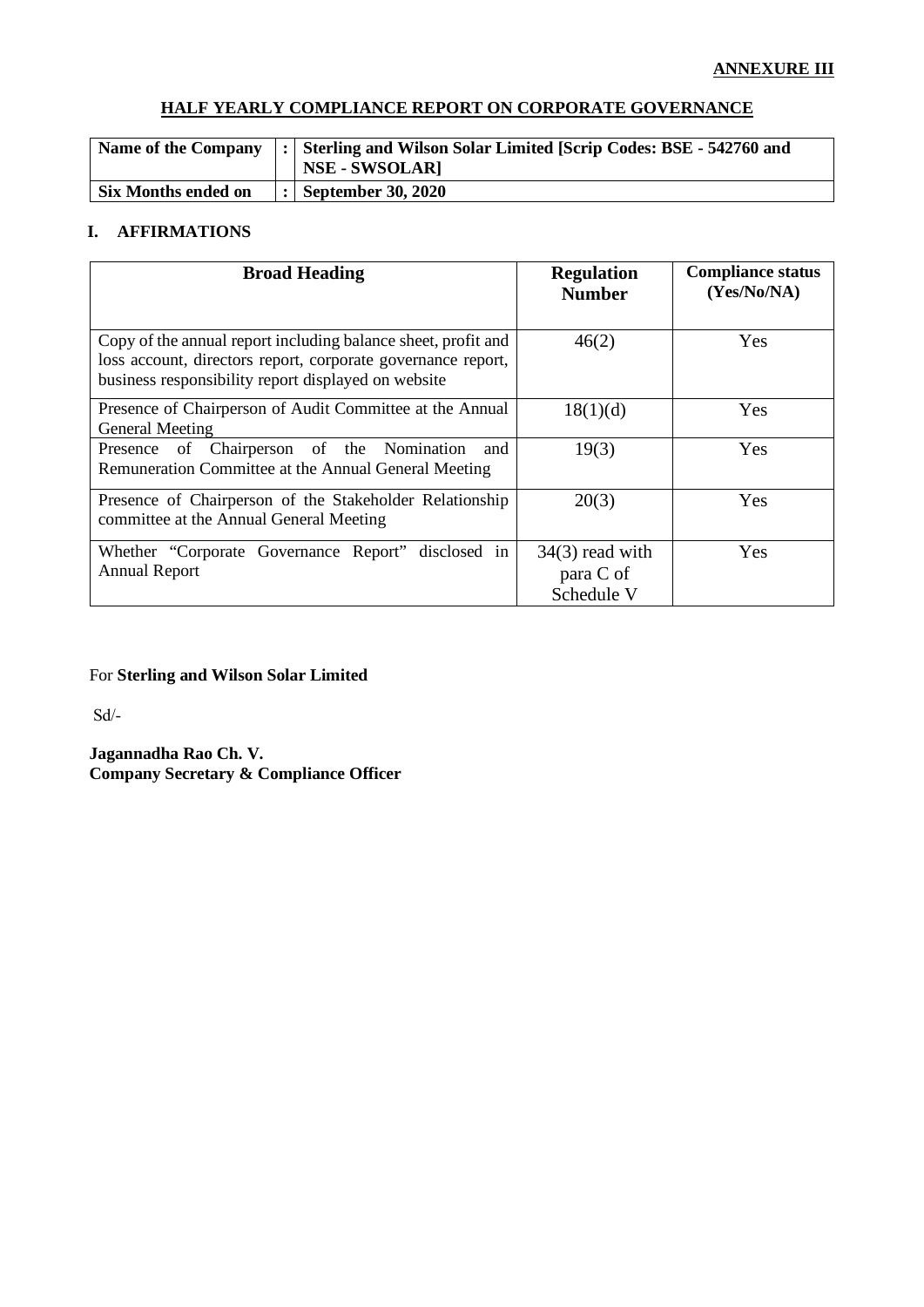**ANNEXURE III**

## HALF YEARLY COMPLIANCE REPORT ON CORPORATE GOVERNANCE

| | | |
|---|---|---|
| **Name of the Company** | **:** | **Sterling and Wilson Solar Limited [Scrip Codes: BSE - 542760 and NSE - SWSOLAR]** |
| **Six Months ended on** | **:** | **September 30, 2020** |

### I. AFFIRMATIONS

| Broad Heading | Regulation Number | Compliance status (Yes/No/NA) |
|---|---|---|
| Copy of the annual report including balance sheet, profit and loss account, directors report, corporate governance report, business responsibility report displayed on website | 46(2) | Yes |
| Presence of Chairperson of Audit Committee at the Annual General Meeting | 18(1)(d) | Yes |
| Presence of Chairperson of the Nomination and Remuneration Committee at the Annual General Meeting | 19(3) | Yes |
| Presence of Chairperson of the Stakeholder Relationship committee at the Annual General Meeting | 20(3) | Yes |
| Whether "Corporate Governance Report" disclosed in Annual Report | 34(3) read with para C of Schedule V | Yes |

For **Sterling and Wilson Solar Limited**

Sd/-

**Jagannadha Rao Ch. V.**
**Company Secretary & Compliance Officer**